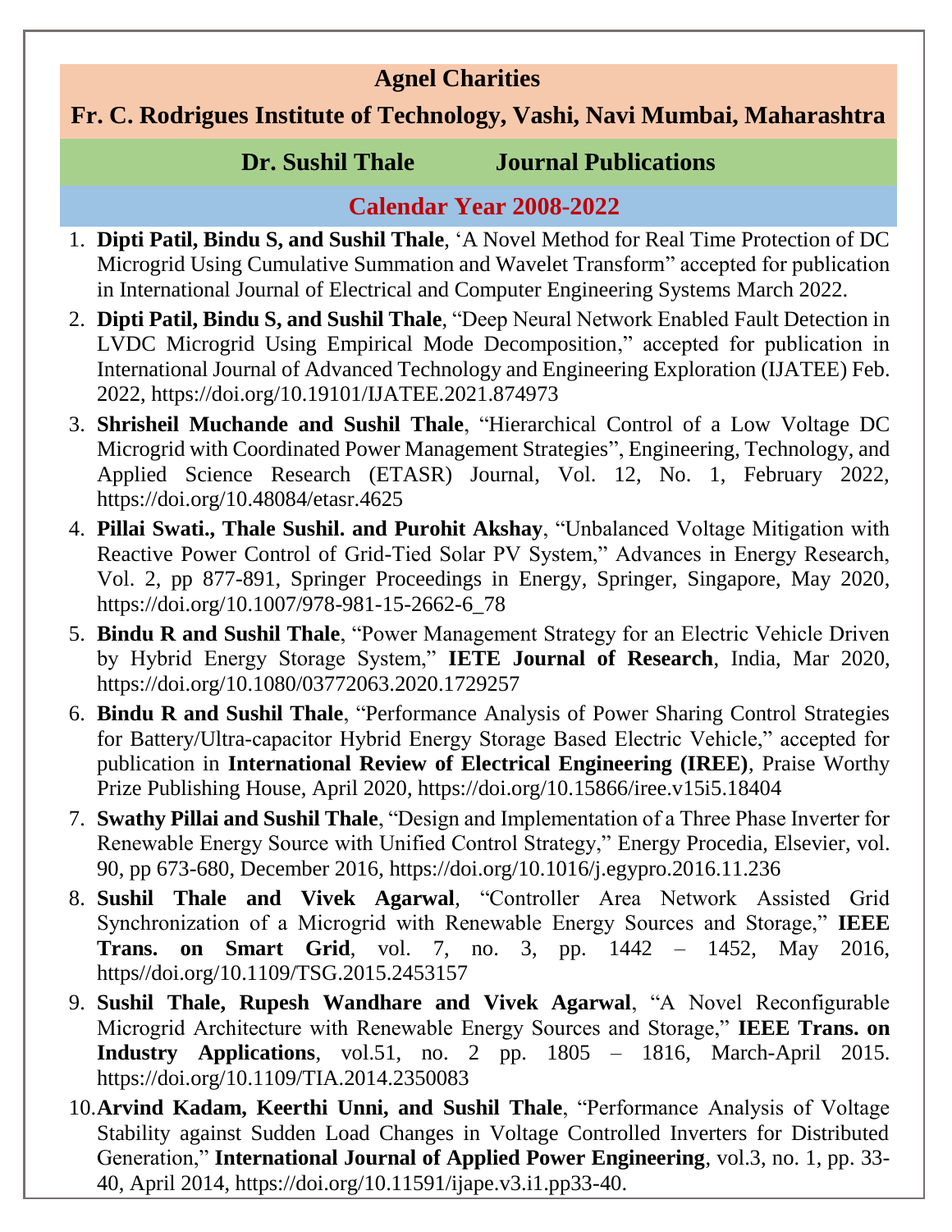# Agnel Charities

## Fr. C. Rodrigues Institute of Technology, Vashi, Navi Mumbai, Maharashtra

### Dr. Sushil Thale Journal Publications

### Calendar Year 2008-2022

1. **Dipti Patil, Bindu S, and Sushil Thale**, ‘A Novel Method for Real Time Protection of DC Microgrid Using Cumulative Summation and Wavelet Transform” accepted for publication in International Journal of Electrical and Computer Engineering Systems March 2022.
2. **Dipti Patil, Bindu S, and Sushil Thale**, “Deep Neural Network Enabled Fault Detection in LVDC Microgrid Using Empirical Mode Decomposition,” accepted for publication in International Journal of Advanced Technology and Engineering Exploration (IJATEE) Feb. 2022, https://doi.org/10.19101/IJATEE.2021.874973
3. **Shrisheil Muchande and Sushil Thale**, “Hierarchical Control of a Low Voltage DC Microgrid with Coordinated Power Management Strategies”, Engineering, Technology, and Applied Science Research (ETASR) Journal, Vol. 12, No. 1, February 2022, https://doi.org/10.48084/etasr.4625
4. **Pillai Swati., Thale Sushil. and Purohit Akshay**, “Unbalanced Voltage Mitigation with Reactive Power Control of Grid-Tied Solar PV System,” Advances in Energy Research, Vol. 2, pp 877-891, Springer Proceedings in Energy, Springer, Singapore, May 2020, https://doi.org/10.1007/978-981-15-2662-6_78
5. **Bindu R and Sushil Thale**, “Power Management Strategy for an Electric Vehicle Driven by Hybrid Energy Storage System,” **IETE Journal of Research**, India, Mar 2020, https://doi.org/10.1080/03772063.2020.1729257
6. **Bindu R and Sushil Thale**, “Performance Analysis of Power Sharing Control Strategies for Battery/Ultra-capacitor Hybrid Energy Storage Based Electric Vehicle,” accepted for publication in **International Review of Electrical Engineering (IREE)**, Praise Worthy Prize Publishing House, April 2020, https://doi.org/10.15866/iree.v15i5.18404
7. **Swathy Pillai and Sushil Thale**, “Design and Implementation of a Three Phase Inverter for Renewable Energy Source with Unified Control Strategy,” Energy Procedia, Elsevier, vol. 90, pp 673-680, December 2016, https://doi.org/10.1016/j.egypro.2016.11.236
8. **Sushil Thale and Vivek Agarwal**, “Controller Area Network Assisted Grid Synchronization of a Microgrid with Renewable Energy Sources and Storage,” **IEEE Trans. on Smart Grid**, vol. 7, no. 3, pp. 1442 – 1452, May 2016, https//doi.org/10.1109/TSG.2015.2453157
9. **Sushil Thale, Rupesh Wandhare and Vivek Agarwal**, “A Novel Reconfigurable Microgrid Architecture with Renewable Energy Sources and Storage,” **IEEE Trans. on Industry Applications**, vol.51, no. 2 pp. 1805 – 1816, March-April 2015. https://doi.org/10.1109/TIA.2014.2350083
10. **Arvind Kadam, Keerthi Unni, and Sushil Thale**, “Performance Analysis of Voltage Stability against Sudden Load Changes in Voltage Controlled Inverters for Distributed Generation,” **International Journal of Applied Power Engineering**, vol.3, no. 1, pp. 33-40, April 2014, https://doi.org/10.11591/ijape.v3.i1.pp33-40.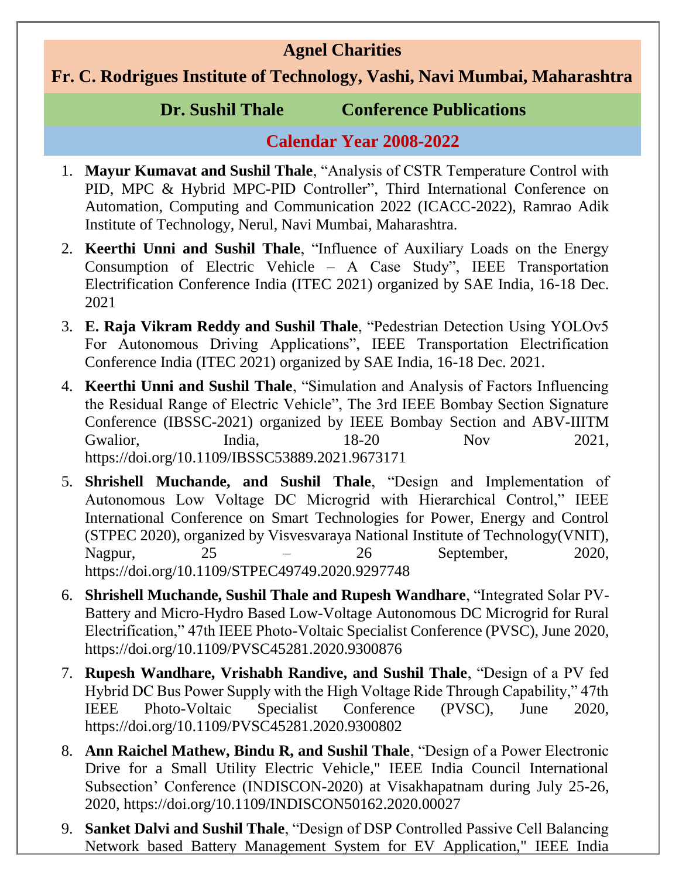**Agnel Charities**

**Fr. C. Rodrigues Institute of Technology, Vashi, Navi Mumbai, Maharashtra**

**Dr. Sushil Thale Conference Publications**

**Calendar Year 2008-2022**

1. **Mayur Kumavat and Sushil Thale**, "Analysis of CSTR Temperature Control with PID, MPC & Hybrid MPC-PID Controller", Third International Conference on Automation, Computing and Communication 2022 (ICACC-2022), Ramrao Adik Institute of Technology, Nerul, Navi Mumbai, Maharashtra.
2. **Keerthi Unni and Sushil Thale**, "Influence of Auxiliary Loads on the Energy Consumption of Electric Vehicle – A Case Study", IEEE Transportation Electrification Conference India (ITEC 2021) organized by SAE India, 16-18 Dec. 2021
3. **E. Raja Vikram Reddy and Sushil Thale**, "Pedestrian Detection Using YOLOv5 For Autonomous Driving Applications", IEEE Transportation Electrification Conference India (ITEC 2021) organized by SAE India, 16-18 Dec. 2021.
4. **Keerthi Unni and Sushil Thale**, "Simulation and Analysis of Factors Influencing the Residual Range of Electric Vehicle", The 3rd IEEE Bombay Section Signature Conference (IBSSC-2021) organized by IEEE Bombay Section and ABV-IIITM Gwalior, India, 18-20 Nov 2021, https://doi.org/10.1109/IBSSC53889.2021.9673171
5. **Shrishell Muchande, and Sushil Thale**, "Design and Implementation of Autonomous Low Voltage DC Microgrid with Hierarchical Control," IEEE International Conference on Smart Technologies for Power, Energy and Control (STPEC 2020), organized by Visvesvaraya National Institute of Technology(VNIT), Nagpur, 25 – 26 September, 2020, https://doi.org/10.1109/STPEC49749.2020.9297748
6. **Shrishell Muchande, Sushil Thale and Rupesh Wandhare**, "Integrated Solar PV-Battery and Micro-Hydro Based Low-Voltage Autonomous DC Microgrid for Rural Electrification," 47th IEEE Photo-Voltaic Specialist Conference (PVSC), June 2020, https://doi.org/10.1109/PVSC45281.2020.9300876
7. **Rupesh Wandhare, Vrishabh Randive, and Sushil Thale**, "Design of a PV fed Hybrid DC Bus Power Supply with the High Voltage Ride Through Capability," 47th IEEE Photo-Voltaic Specialist Conference (PVSC), June 2020, https://doi.org/10.1109/PVSC45281.2020.9300802
8. **Ann Raichel Mathew, Bindu R, and Sushil Thale**, "Design of a Power Electronic Drive for a Small Utility Electric Vehicle," IEEE India Council International Subsection' Conference (INDISCON-2020) at Visakhapatnam during July 25-26, 2020, https://doi.org/10.1109/INDISCON50162.2020.00027
9. **Sanket Dalvi and Sushil Thale**, "Design of DSP Controlled Passive Cell Balancing Network based Battery Management System for EV Application," IEEE India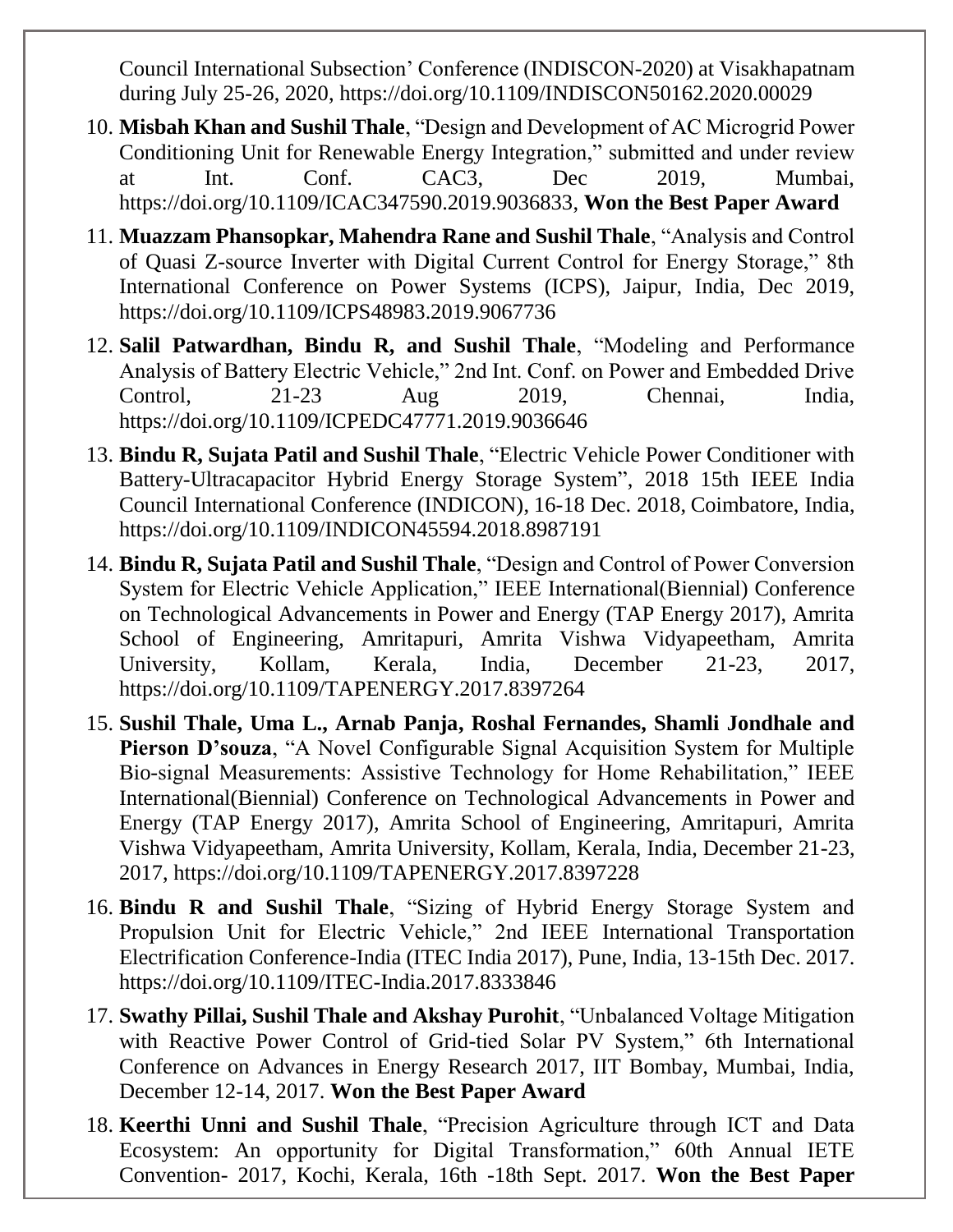Council International Subsection' Conference (INDISCON-2020) at Visakhapatnam during July 25-26, 2020, https://doi.org/10.1109/INDISCON50162.2020.00029

10. **Misbah Khan and Sushil Thale**, "Design and Development of AC Microgrid Power Conditioning Unit for Renewable Energy Integration," submitted and under review at Int. Conf. CAC3, Dec 2019, Mumbai, https://doi.org/10.1109/ICAC347590.2019.9036833, **Won the Best Paper Award**
11. **Muazzam Phansopkar, Mahendra Rane and Sushil Thale**, "Analysis and Control of Quasi Z-source Inverter with Digital Current Control for Energy Storage," 8th International Conference on Power Systems (ICPS), Jaipur, India, Dec 2019, https://doi.org/10.1109/ICPS48983.2019.9067736
12. **Salil Patwardhan, Bindu R, and Sushil Thale**, "Modeling and Performance Analysis of Battery Electric Vehicle," 2nd Int. Conf. on Power and Embedded Drive Control, 21-23 Aug 2019, Chennai, India, https://doi.org/10.1109/ICPEDC47771.2019.9036646
13. **Bindu R, Sujata Patil and Sushil Thale**, "Electric Vehicle Power Conditioner with Battery-Ultracapacitor Hybrid Energy Storage System", 2018 15th IEEE India Council International Conference (INDICON), 16-18 Dec. 2018, Coimbatore, India, https://doi.org/10.1109/INDICON45594.2018.8987191
14. **Bindu R, Sujata Patil and Sushil Thale**, "Design and Control of Power Conversion System for Electric Vehicle Application," IEEE International(Biennial) Conference on Technological Advancements in Power and Energy (TAP Energy 2017), Amrita School of Engineering, Amritapuri, Amrita Vishwa Vidyapeetham, Amrita University, Kollam, Kerala, India, December 21-23, 2017, https://doi.org/10.1109/TAPENERGY.2017.8397264
15. **Sushil Thale, Uma L., Arnab Panja, Roshal Fernandes, Shamli Jondhale and Pierson D'souza**, "A Novel Configurable Signal Acquisition System for Multiple Bio-signal Measurements: Assistive Technology for Home Rehabilitation," IEEE International(Biennial) Conference on Technological Advancements in Power and Energy (TAP Energy 2017), Amrita School of Engineering, Amritapuri, Amrita Vishwa Vidyapeetham, Amrita University, Kollam, Kerala, India, December 21-23, 2017, https://doi.org/10.1109/TAPENERGY.2017.8397228
16. **Bindu R and Sushil Thale**, "Sizing of Hybrid Energy Storage System and Propulsion Unit for Electric Vehicle," 2nd IEEE International Transportation Electrification Conference-India (ITEC India 2017), Pune, India, 13-15th Dec. 2017. https://doi.org/10.1109/ITEC-India.2017.8333846
17. **Swathy Pillai, Sushil Thale and Akshay Purohit**, "Unbalanced Voltage Mitigation with Reactive Power Control of Grid-tied Solar PV System," 6th International Conference on Advances in Energy Research 2017, IIT Bombay, Mumbai, India, December 12-14, 2017. **Won the Best Paper Award**
18. **Keerthi Unni and Sushil Thale**, "Precision Agriculture through ICT and Data Ecosystem: An opportunity for Digital Transformation," 60th Annual IETE Convention- 2017, Kochi, Kerala, 16th -18th Sept. 2017. **Won the Best Paper**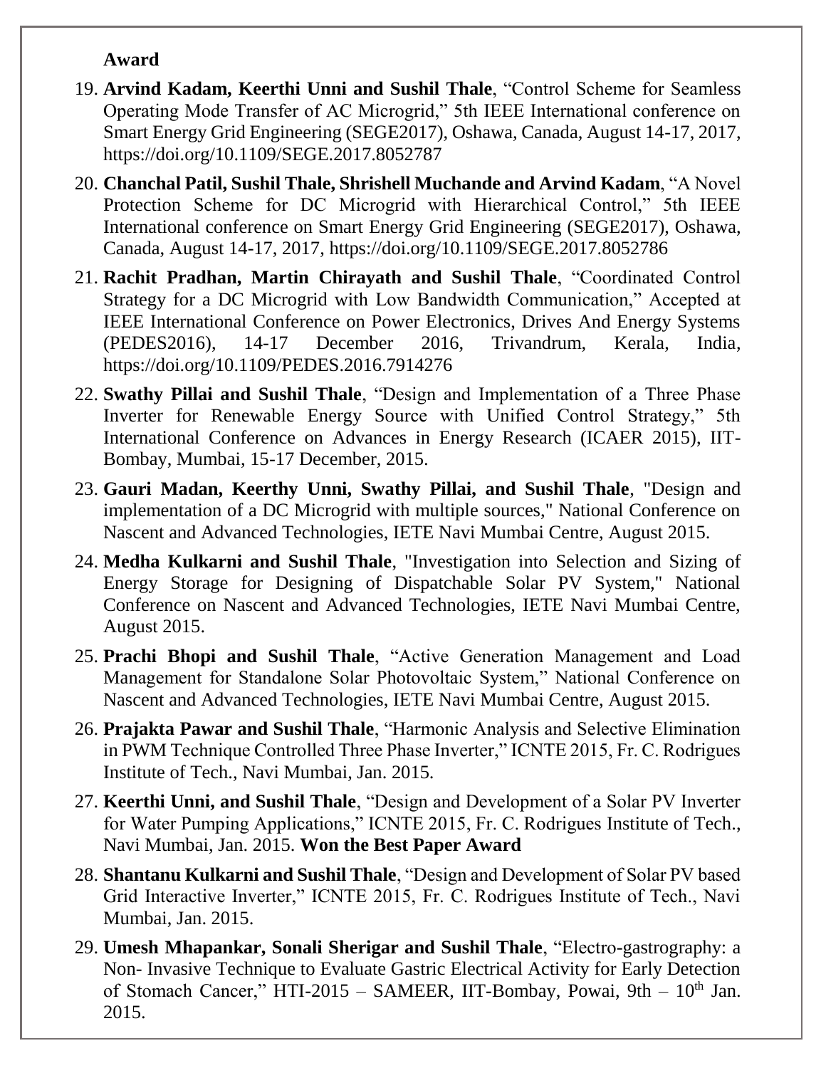**Award**

19. **Arvind Kadam, Keerthi Unni and Sushil Thale**, "Control Scheme for Seamless Operating Mode Transfer of AC Microgrid," 5th IEEE International conference on Smart Energy Grid Engineering (SEGE2017), Oshawa, Canada, August 14-17, 2017, https://doi.org/10.1109/SEGE.2017.8052787
20. **Chanchal Patil, Sushil Thale, Shrishell Muchande and Arvind Kadam**, "A Novel Protection Scheme for DC Microgrid with Hierarchical Control," 5th IEEE International conference on Smart Energy Grid Engineering (SEGE2017), Oshawa, Canada, August 14-17, 2017, https://doi.org/10.1109/SEGE.2017.8052786
21. **Rachit Pradhan, Martin Chirayath and Sushil Thale**, "Coordinated Control Strategy for a DC Microgrid with Low Bandwidth Communication," Accepted at IEEE International Conference on Power Electronics, Drives And Energy Systems (PEDES2016), 14-17 December 2016, Trivandrum, Kerala, India, https://doi.org/10.1109/PEDES.2016.7914276
22. **Swathy Pillai and Sushil Thale**, "Design and Implementation of a Three Phase Inverter for Renewable Energy Source with Unified Control Strategy," 5th International Conference on Advances in Energy Research (ICAER 2015), IIT-Bombay, Mumbai, 15-17 December, 2015.
23. **Gauri Madan, Keerthy Unni, Swathy Pillai, and Sushil Thale**, "Design and implementation of a DC Microgrid with multiple sources," National Conference on Nascent and Advanced Technologies, IETE Navi Mumbai Centre, August 2015.
24. **Medha Kulkarni and Sushil Thale**, "Investigation into Selection and Sizing of Energy Storage for Designing of Dispatchable Solar PV System," National Conference on Nascent and Advanced Technologies, IETE Navi Mumbai Centre, August 2015.
25. **Prachi Bhopi and Sushil Thale**, "Active Generation Management and Load Management for Standalone Solar Photovoltaic System," National Conference on Nascent and Advanced Technologies, IETE Navi Mumbai Centre, August 2015.
26. **Prajakta Pawar and Sushil Thale**, "Harmonic Analysis and Selective Elimination in PWM Technique Controlled Three Phase Inverter," ICNTE 2015, Fr. C. Rodrigues Institute of Tech., Navi Mumbai, Jan. 2015.
27. **Keerthi Unni, and Sushil Thale**, "Design and Development of a Solar PV Inverter for Water Pumping Applications," ICNTE 2015, Fr. C. Rodrigues Institute of Tech., Navi Mumbai, Jan. 2015. **Won the Best Paper Award**
28. **Shantanu Kulkarni and Sushil Thale**, "Design and Development of Solar PV based Grid Interactive Inverter," ICNTE 2015, Fr. C. Rodrigues Institute of Tech., Navi Mumbai, Jan. 2015.
29. **Umesh Mhapankar, Sonali Sherigar and Sushil Thale**, "Electro-gastrography: a Non- Invasive Technique to Evaluate Gastric Electrical Activity for Early Detection of Stomach Cancer," HTI-2015 – SAMEER, IIT-Bombay, Powai, 9th – 10th Jan. 2015.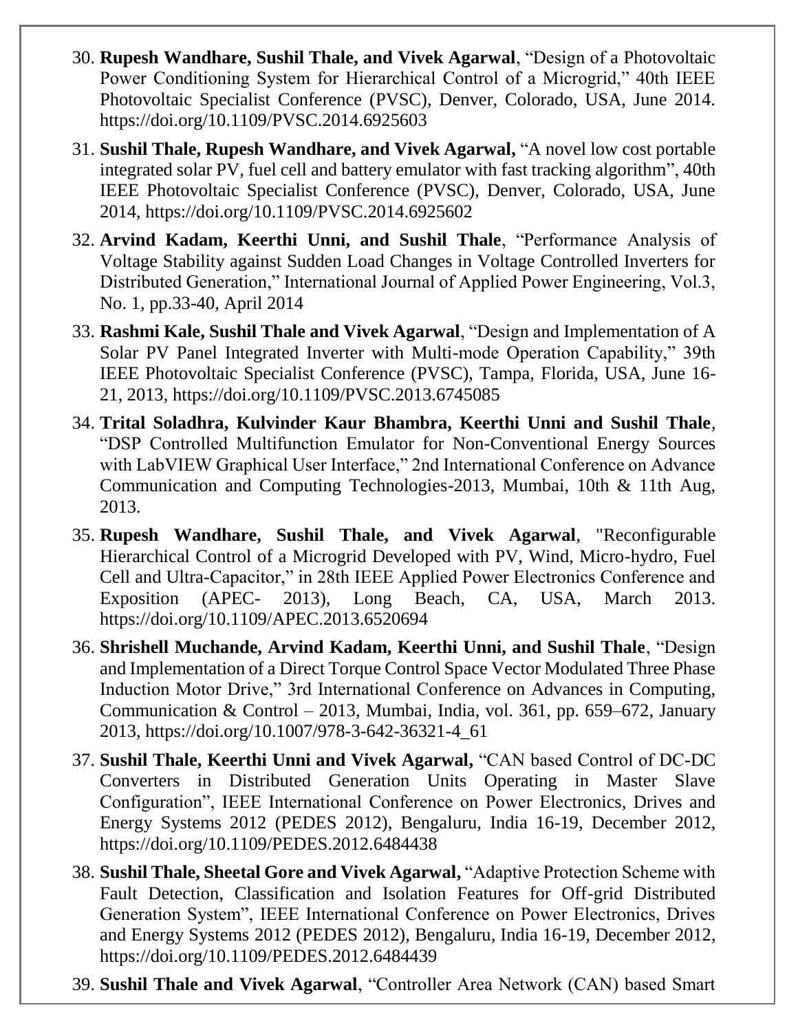30. **Rupesh Wandhare, Sushil Thale, and Vivek Agarwal**, “Design of a Photovoltaic Power Conditioning System for Hierarchical Control of a Microgrid,” 40th IEEE Photovoltaic Specialist Conference (PVSC), Denver, Colorado, USA, June 2014. https://doi.org/10.1109/PVSC.2014.6925603

31. **Sushil Thale, Rupesh Wandhare, and Vivek Agarwal,** “A novel low cost portable integrated solar PV, fuel cell and battery emulator with fast tracking algorithm”, 40th IEEE Photovoltaic Specialist Conference (PVSC), Denver, Colorado, USA, June 2014, https://doi.org/10.1109/PVSC.2014.6925602

32. **Arvind Kadam, Keerthi Unni, and Sushil Thale**, “Performance Analysis of Voltage Stability against Sudden Load Changes in Voltage Controlled Inverters for Distributed Generation,” International Journal of Applied Power Engineering, Vol.3, No. 1, pp.33-40, April 2014

33. **Rashmi Kale, Sushil Thale and Vivek Agarwal**, “Design and Implementation of A Solar PV Panel Integrated Inverter with Multi-mode Operation Capability,” 39th IEEE Photovoltaic Specialist Conference (PVSC), Tampa, Florida, USA, June 16-21, 2013, https://doi.org/10.1109/PVSC.2013.6745085

34. **Trital Soladhra, Kulvinder Kaur Bhambra, Keerthi Unni and Sushil Thale**, “DSP Controlled Multifunction Emulator for Non-Conventional Energy Sources with LabVIEW Graphical User Interface,” 2nd International Conference on Advance Communication and Computing Technologies-2013, Mumbai, 10th & 11th Aug, 2013.

35. **Rupesh Wandhare, Sushil Thale, and Vivek Agarwal**, "Reconfigurable Hierarchical Control of a Microgrid Developed with PV, Wind, Micro-hydro, Fuel Cell and Ultra-Capacitor," in 28th IEEE Applied Power Electronics Conference and Exposition (APEC- 2013), Long Beach, CA, USA, March 2013. https://doi.org/10.1109/APEC.2013.6520694

36. **Shrishell Muchande, Arvind Kadam, Keerthi Unni, and Sushil Thale**, “Design and Implementation of a Direct Torque Control Space Vector Modulated Three Phase Induction Motor Drive,” 3rd International Conference on Advances in Computing, Communication & Control – 2013, Mumbai, India, vol. 361, pp. 659–672, January 2013, https://doi.org/10.1007/978-3-642-36321-4_61

37. **Sushil Thale, Keerthi Unni and Vivek Agarwal,** “CAN based Control of DC-DC Converters in Distributed Generation Units Operating in Master Slave Configuration”, IEEE International Conference on Power Electronics, Drives and Energy Systems 2012 (PEDES 2012), Bengaluru, India 16-19, December 2012, https://doi.org/10.1109/PEDES.2012.6484438

38. **Sushil Thale, Sheetal Gore and Vivek Agarwal,** “Adaptive Protection Scheme with Fault Detection, Classification and Isolation Features for Off-grid Distributed Generation System”, IEEE International Conference on Power Electronics, Drives and Energy Systems 2012 (PEDES 2012), Bengaluru, India 16-19, December 2012, https://doi.org/10.1109/PEDES.2012.6484439

39. **Sushil Thale and Vivek Agarwal**, “Controller Area Network (CAN) based Smart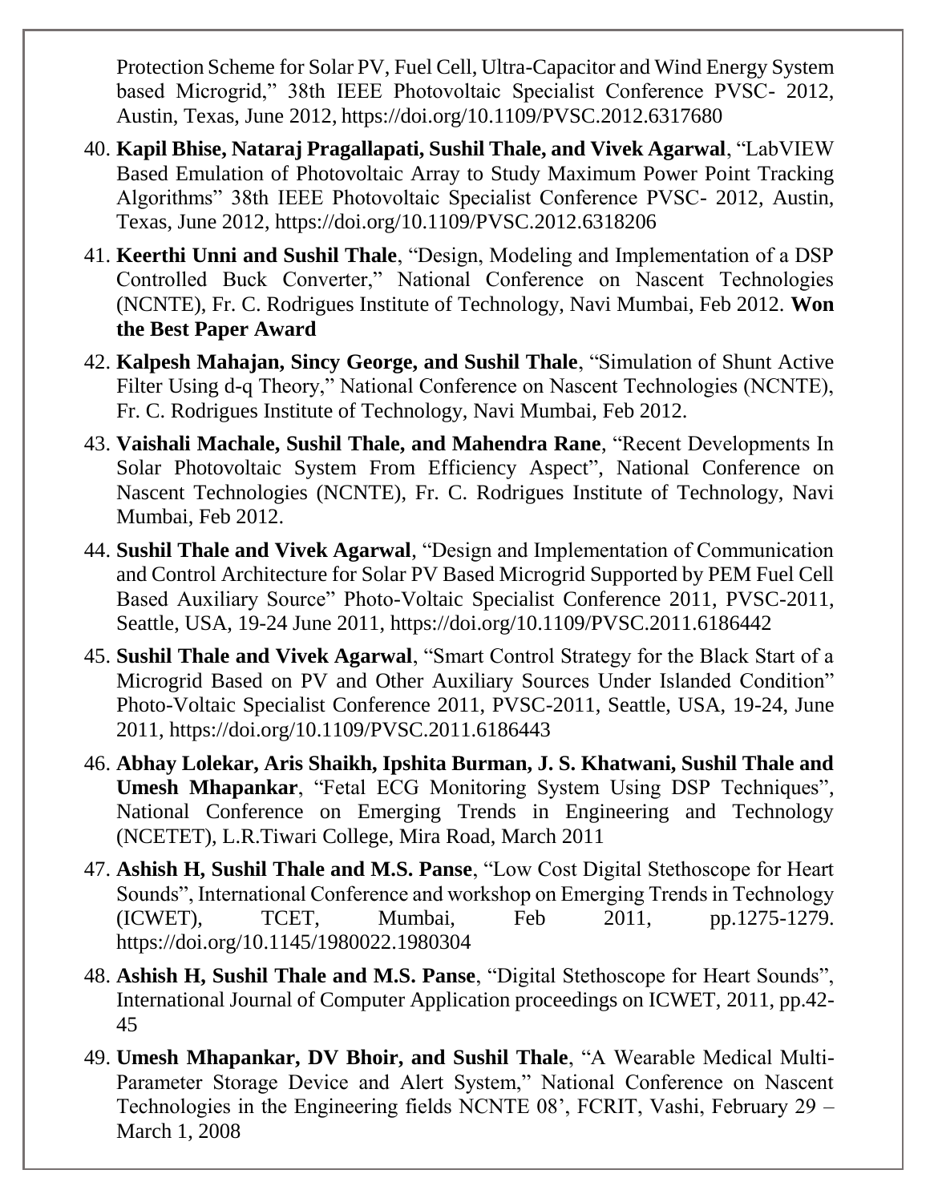Protection Scheme for Solar PV, Fuel Cell, Ultra-Capacitor and Wind Energy System based Microgrid," 38th IEEE Photovoltaic Specialist Conference PVSC- 2012, Austin, Texas, June 2012, https://doi.org/10.1109/PVSC.2012.6317680

40. **Kapil Bhise, Nataraj Pragallapati, Sushil Thale, and Vivek Agarwal**, "LabVIEW Based Emulation of Photovoltaic Array to Study Maximum Power Point Tracking Algorithms" 38th IEEE Photovoltaic Specialist Conference PVSC- 2012, Austin, Texas, June 2012, https://doi.org/10.1109/PVSC.2012.6318206

41. **Keerthi Unni and Sushil Thale**, "Design, Modeling and Implementation of a DSP Controlled Buck Converter," National Conference on Nascent Technologies (NCNTE), Fr. C. Rodrigues Institute of Technology, Navi Mumbai, Feb 2012. **Won the Best Paper Award**

42. **Kalpesh Mahajan, Sincy George, and Sushil Thale**, "Simulation of Shunt Active Filter Using d-q Theory," National Conference on Nascent Technologies (NCNTE), Fr. C. Rodrigues Institute of Technology, Navi Mumbai, Feb 2012.

43. **Vaishali Machale, Sushil Thale, and Mahendra Rane**, "Recent Developments In Solar Photovoltaic System From Efficiency Aspect", National Conference on Nascent Technologies (NCNTE), Fr. C. Rodrigues Institute of Technology, Navi Mumbai, Feb 2012.

44. **Sushil Thale and Vivek Agarwal**, "Design and Implementation of Communication and Control Architecture for Solar PV Based Microgrid Supported by PEM Fuel Cell Based Auxiliary Source" Photo-Voltaic Specialist Conference 2011, PVSC-2011, Seattle, USA, 19-24 June 2011, https://doi.org/10.1109/PVSC.2011.6186442

45. **Sushil Thale and Vivek Agarwal**, "Smart Control Strategy for the Black Start of a Microgrid Based on PV and Other Auxiliary Sources Under Islanded Condition" Photo-Voltaic Specialist Conference 2011, PVSC-2011, Seattle, USA, 19-24, June 2011, https://doi.org/10.1109/PVSC.2011.6186443

46. **Abhay Lolekar, Aris Shaikh, Ipshita Burman, J. S. Khatwani, Sushil Thale and Umesh Mhapankar**, "Fetal ECG Monitoring System Using DSP Techniques", National Conference on Emerging Trends in Engineering and Technology (NCETET), L.R.Tiwari College, Mira Road, March 2011

47. **Ashish H, Sushil Thale and M.S. Panse**, "Low Cost Digital Stethoscope for Heart Sounds", International Conference and workshop on Emerging Trends in Technology (ICWET), TCET, Mumbai, Feb 2011, pp.1275-1279. https://doi.org/10.1145/1980022.1980304

48. **Ashish H, Sushil Thale and M.S. Panse**, "Digital Stethoscope for Heart Sounds", International Journal of Computer Application proceedings on ICWET, 2011, pp.42-45

49. **Umesh Mhapankar, DV Bhoir, and Sushil Thale**, "A Wearable Medical Multi-Parameter Storage Device and Alert System," National Conference on Nascent Technologies in the Engineering fields NCNTE 08', FCRIT, Vashi, February 29 – March 1, 2008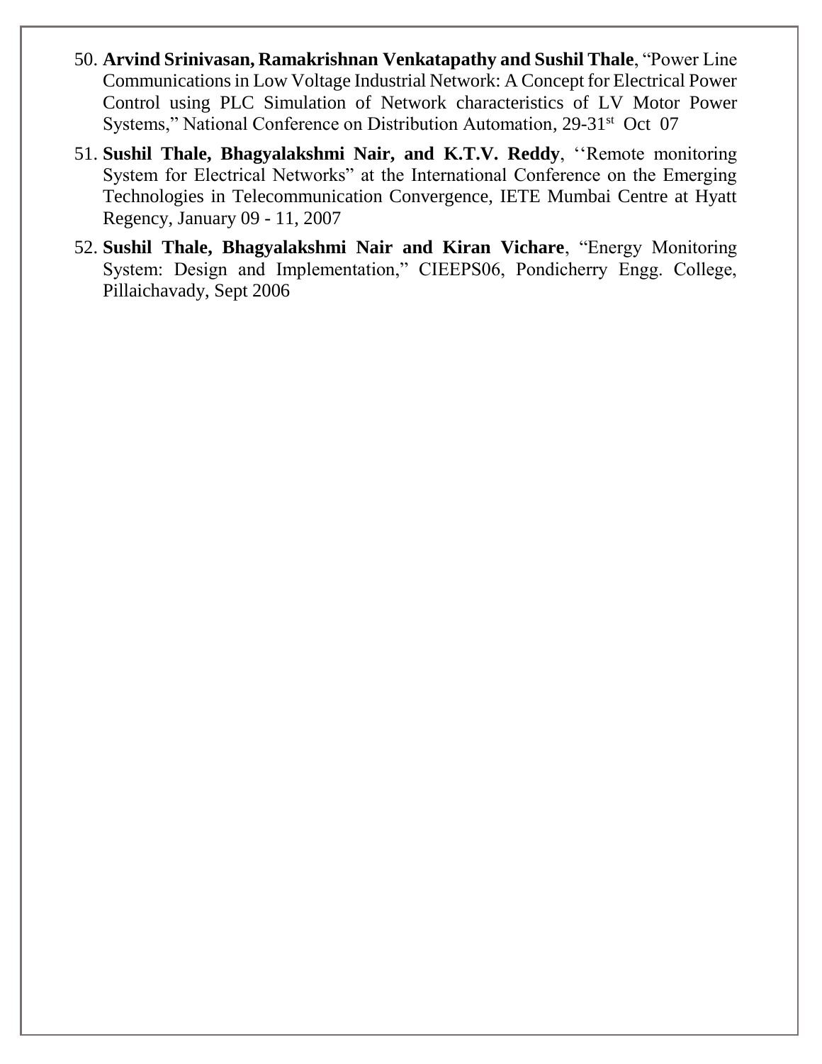50. **Arvind Srinivasan, Ramakrishnan Venkatapathy and Sushil Thale**, "Power Line Communications in Low Voltage Industrial Network: A Concept for Electrical Power Control using PLC Simulation of Network characteristics of LV Motor Power Systems," National Conference on Distribution Automation, 29-31st Oct 07
51. **Sushil Thale, Bhagyalakshmi Nair, and K.T.V. Reddy**, ''Remote monitoring System for Electrical Networks" at the International Conference on the Emerging Technologies in Telecommunication Convergence, IETE Mumbai Centre at Hyatt Regency, January 09 - 11, 2007
52. **Sushil Thale, Bhagyalakshmi Nair and Kiran Vichare**, "Energy Monitoring System: Design and Implementation," CIEEPS06, Pondicherry Engg. College, Pillaichavady, Sept 2006